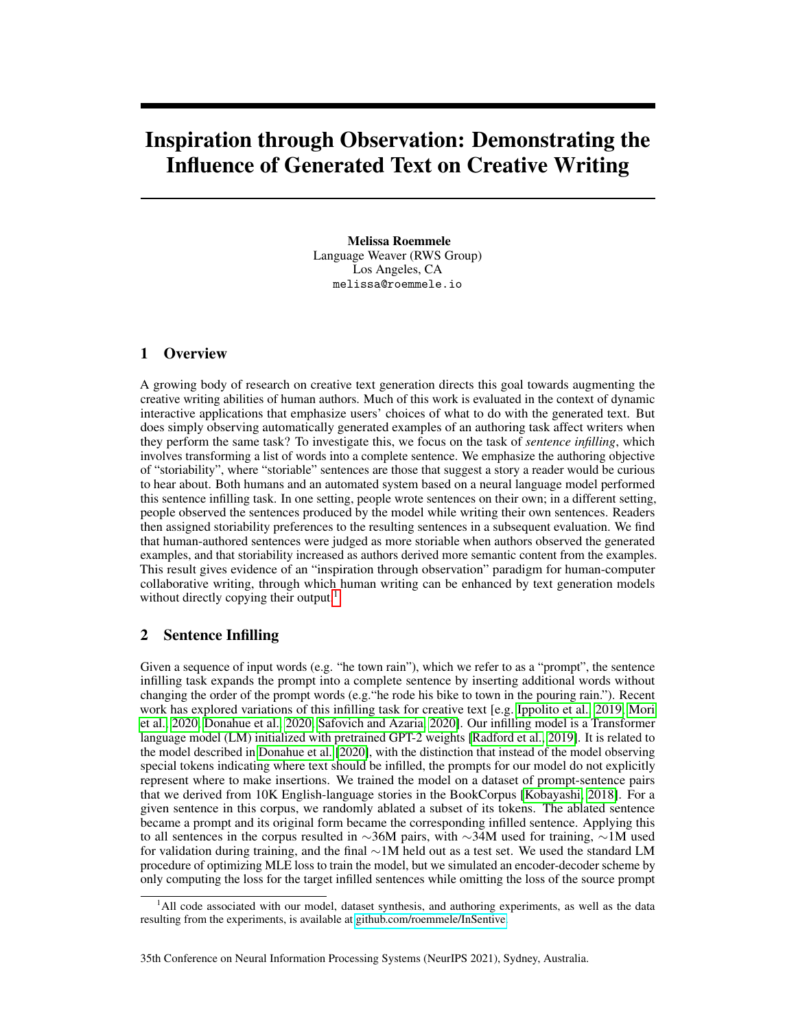# Inspiration through Observation: Demonstrating the Influence of Generated Text on Creative Writing

**Melissa Roemmele**
Language Weaver (RWS Group)
Los Angeles, CA
melissa@roemmele.io

## 1 Overview

A growing body of research on creative text generation directs this goal towards augmenting the creative writing abilities of human authors. Much of this work is evaluated in the context of dynamic interactive applications that emphasize users' choices of what to do with the generated text. But does simply observing automatically generated examples of an authoring task affect writers when they perform the same task? To investigate this, we focus on the task of *sentence infilling*, which involves transforming a list of words into a complete sentence. We emphasize the authoring objective of "storiability", where "storiable" sentences are those that suggest a story a reader would be curious to hear about. Both humans and an automated system based on a neural language model performed this sentence infilling task. In one setting, people wrote sentences on their own; in a different setting, people observed the sentences produced by the model while writing their own sentences. Readers then assigned storiability preferences to the resulting sentences in a subsequent evaluation. We find that human-authored sentences were judged as more storiable when authors observed the generated examples, and that storiability increased as authors derived more semantic content from the examples. This result gives evidence of an "inspiration through observation" paradigm for human-computer collaborative writing, through which human writing can be enhanced by text generation models without directly copying their output.[1]

## 2 Sentence Infilling

Given a sequence of input words (e.g. "he town rain"), which we refer to as a "prompt", the sentence infilling task expands the prompt into a complete sentence by inserting additional words without changing the order of the prompt words (e.g."he rode his bike to town in the pouring rain."). Recent work has explored variations of this infilling task for creative text [e.g. Ippolito et al., 2019, Mori et al., 2020, Donahue et al., 2020, Safovich and Azaria, 2020]. Our infilling model is a Transformer language model (LM) initialized with pretrained GPT-2 weights [Radford et al., 2019]. It is related to the model described in Donahue et al. [2020], with the distinction that instead of the model observing special tokens indicating where text should be infilled, the prompts for our model do not explicitly represent where to make insertions. We trained the model on a dataset of prompt-sentence pairs that we derived from 10K English-language stories in the BookCorpus [Kobayashi, 2018]. For a given sentence in this corpus, we randomly ablated a subset of its tokens. The ablated sentence became a prompt and its original form became the corresponding infilled sentence. Applying this to all sentences in the corpus resulted in ∼36M pairs, with ∼34M used for training, ∼1M used for validation during training, and the final ∼1M held out as a test set. We used the standard LM procedure of optimizing MLE loss to train the model, but we simulated an encoder-decoder scheme by only computing the loss for the target infilled sentences while omitting the loss of the source prompt

[1] All code associated with our model, dataset synthesis, and authoring experiments, as well as the data resulting from the experiments, is available at github.com/roemmele/InSentive

35th Conference on Neural Information Processing Systems (NeurIPS 2021), Sydney, Australia.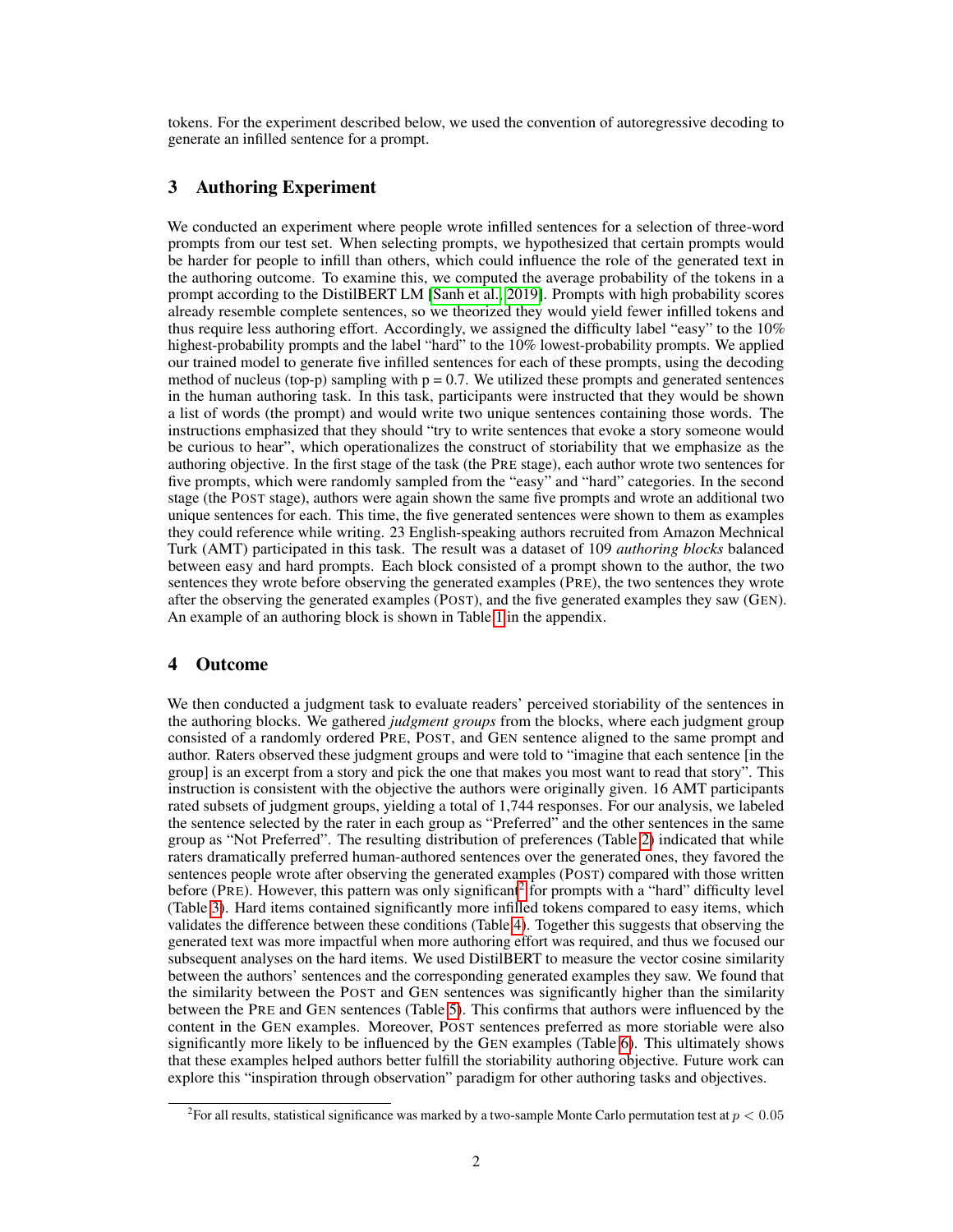tokens. For the experiment described below, we used the convention of autoregressive decoding to generate an infilled sentence for a prompt.

## 3 Authoring Experiment

We conducted an experiment where people wrote infilled sentences for a selection of three-word prompts from our test set. When selecting prompts, we hypothesized that certain prompts would be harder for people to infill than others, which could influence the role of the generated text in the authoring outcome. To examine this, we computed the average probability of the tokens in a prompt according to the DistilBERT LM [Sanh et al., 2019]. Prompts with high probability scores already resemble complete sentences, so we theorized they would yield fewer infilled tokens and thus require less authoring effort. Accordingly, we assigned the difficulty label "easy" to the 10% highest-probability prompts and the label "hard" to the 10% lowest-probability prompts. We applied our trained model to generate five infilled sentences for each of these prompts, using the decoding method of nucleus (top-p) sampling with p = 0.7. We utilized these prompts and generated sentences in the human authoring task. In this task, participants were instructed that they would be shown a list of words (the prompt) and would write two unique sentences containing those words. The instructions emphasized that they should "try to write sentences that evoke a story someone would be curious to hear", which operationalizes the construct of storiability that we emphasize as the authoring objective. In the first stage of the task (the PRE stage), each author wrote two sentences for five prompts, which were randomly sampled from the "easy" and "hard" categories. In the second stage (the POST stage), authors were again shown the same five prompts and wrote an additional two unique sentences for each. This time, the five generated sentences were shown to them as examples they could reference while writing. 23 English-speaking authors recruited from Amazon Mechnical Turk (AMT) participated in this task. The result was a dataset of 109 *authoring blocks* balanced between easy and hard prompts. Each block consisted of a prompt shown to the author, the two sentences they wrote before observing the generated examples (PRE), the two sentences they wrote after the observing the generated examples (POST), and the five generated examples they saw (GEN). An example of an authoring block is shown in Table 1 in the appendix.

## 4 Outcome

We then conducted a judgment task to evaluate readers' perceived storiability of the sentences in the authoring blocks. We gathered *judgment groups* from the blocks, where each judgment group consisted of a randomly ordered PRE, POST, and GEN sentence aligned to the same prompt and author. Raters observed these judgment groups and were told to "imagine that each sentence [in the group] is an excerpt from a story and pick the one that makes you most want to read that story". This instruction is consistent with the objective the authors were originally given. 16 AMT participants rated subsets of judgment groups, yielding a total of 1,744 responses. For our analysis, we labeled the sentence selected by the rater in each group as "Preferred" and the other sentences in the same group as "Not Preferred". The resulting distribution of preferences (Table 2) indicated that while raters dramatically preferred human-authored sentences over the generated ones, they favored the sentences people wrote after observing the generated examples (POST) compared with those written before (PRE). However, this pattern was only significant[2] for prompts with a "hard" difficulty level (Table 3). Hard items contained significantly more infilled tokens compared to easy items, which validates the difference between these conditions (Table 4). Together this suggests that observing the generated text was more impactful when more authoring effort was required, and thus we focused our subsequent analyses on the hard items. We used DistilBERT to measure the vector cosine similarity between the authors' sentences and the corresponding generated examples they saw. We found that the similarity between the POST and GEN sentences was significantly higher than the similarity between the PRE and GEN sentences (Table 5). This confirms that authors were influenced by the content in the GEN examples. Moreover, POST sentences preferred as more storiable were also significantly more likely to be influenced by the GEN examples (Table 6). This ultimately shows that these examples helped authors better fulfill the storiability authoring objective. Future work can explore this "inspiration through observation" paradigm for other authoring tasks and objectives.

[2]For all results, statistical significance was marked by a two-sample Monte Carlo permutation test at $p < 0.05$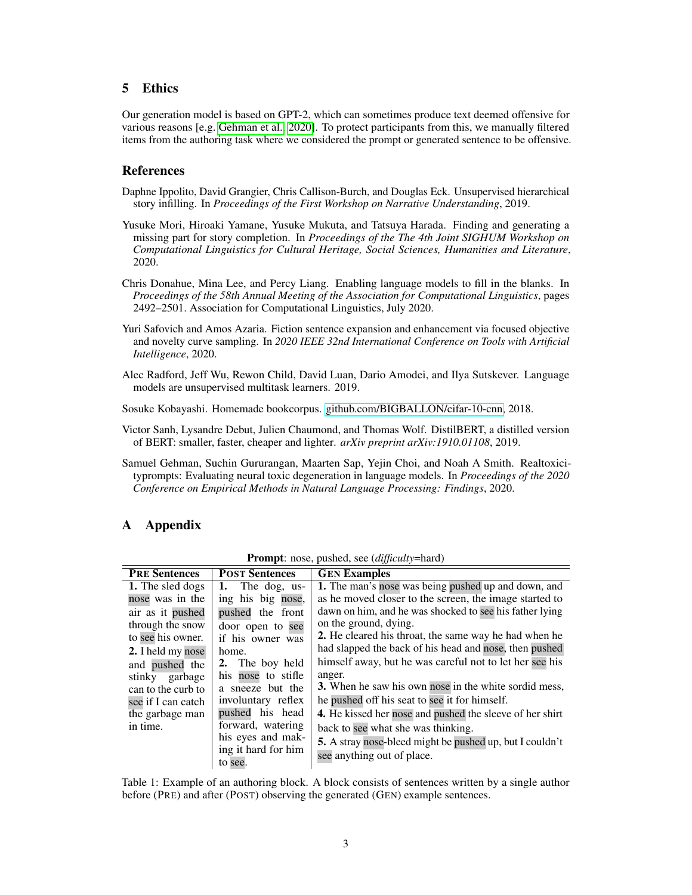## 5 Ethics

Our generation model is based on GPT-2, which can sometimes produce text deemed offensive for various reasons [e.g. Gehman et al., 2020]. To protect participants from this, we manually filtered items from the authoring task where we considered the prompt or generated sentence to be offensive.

## References

Daphne Ippolito, David Grangier, Chris Callison-Burch, and Douglas Eck. Unsupervised hierarchical story infilling. In *Proceedings of the First Workshop on Narrative Understanding*, 2019.

Yusuke Mori, Hiroaki Yamane, Yusuke Mukuta, and Tatsuya Harada. Finding and generating a missing part for story completion. In *Proceedings of the The 4th Joint SIGHUM Workshop on Computational Linguistics for Cultural Heritage, Social Sciences, Humanities and Literature*, 2020.

Chris Donahue, Mina Lee, and Percy Liang. Enabling language models to fill in the blanks. In *Proceedings of the 58th Annual Meeting of the Association for Computational Linguistics*, pages 2492–2501. Association for Computational Linguistics, July 2020.

Yuri Safovich and Amos Azaria. Fiction sentence expansion and enhancement via focused objective and novelty curve sampling. In *2020 IEEE 32nd International Conference on Tools with Artificial Intelligence*, 2020.

Alec Radford, Jeff Wu, Rewon Child, David Luan, Dario Amodei, and Ilya Sutskever. Language models are unsupervised multitask learners. 2019.

Sosuke Kobayashi. Homemade bookcorpus. github.com/BIGBALLON/cifar-10-cnn, 2018.

Victor Sanh, Lysandre Debut, Julien Chaumond, and Thomas Wolf. DistilBERT, a distilled version of BERT: smaller, faster, cheaper and lighter. *arXiv preprint arXiv:1910.01108*, 2019.

Samuel Gehman, Suchin Gururangan, Maarten Sap, Yejin Choi, and Noah A Smith. Realtoxicityprompts: Evaluating neural toxic degeneration in language models. In *Proceedings of the 2020 Conference on Empirical Methods in Natural Language Processing: Findings*, 2020.

## A Appendix

**Prompt**: nose, pushed, see (*difficulty*=hard)

| **PRE Sentences** | **POST Sentences** | **GEN Examples** |
|---|---|---|
| **1.** The sled dogs nose was in the air as it pushed through the snow to see his owner.<br>**2.** I held my nose and pushed the stinky garbage can to the curb to see if I can catch the garbage man in time. | **1.** The dog, using his big nose, pushed the front door open to see if his owner was home.<br>**2.** The boy held his nose to stifle a sneeze but the involuntary reflex pushed his head forward, watering his eyes and making it hard for him to see. | **1.** The man's nose was being pushed up and down, and as he moved closer to the screen, the image started to dawn on him, and he was shocked to see his father lying on the ground, dying.<br>**2.** He cleared his throat, the same way he had when he had slapped the back of his head and nose, then pushed himself away, but he was careful not to let her see his anger.<br>**3.** When he saw his own nose in the white sordid mess, he pushed off his seat to see it for himself.<br>**4.** He kissed her nose and pushed the sleeve of her shirt back to see what she was thinking.<br>**5.** A stray nose-bleed might be pushed up, but I couldn't see anything out of place. |

Table 1: Example of an authoring block. A block consists of sentences written by a single author before (PRE) and after (POST) observing the generated (GEN) example sentences.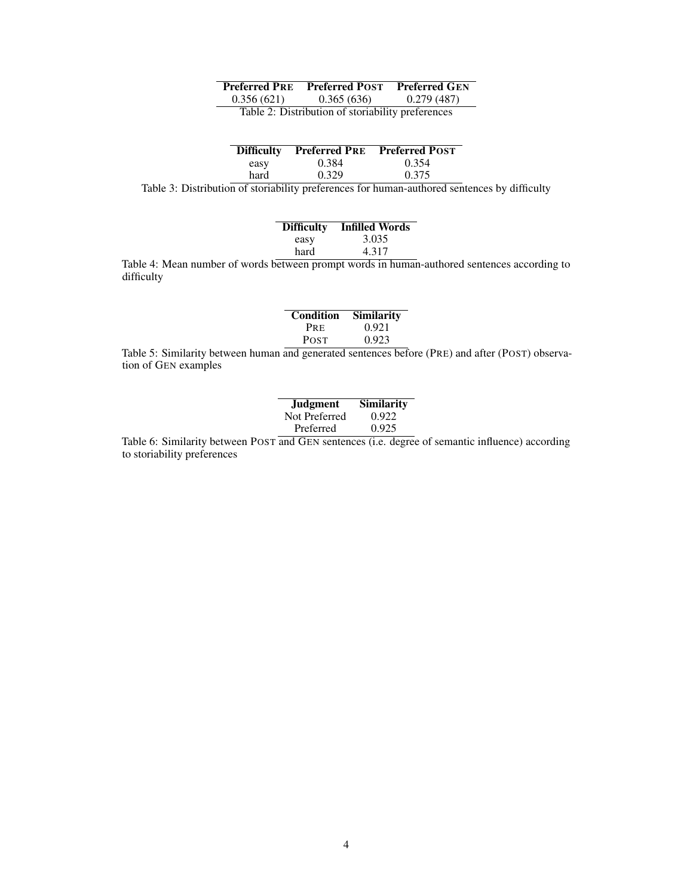| Preferred PRE | Preferred POST | Preferred GEN |
| --- | --- | --- |
| 0.356 (621) | 0.365 (636) | 0.279 (487) |

Table 2: Distribution of storiability preferences

| Difficulty | Preferred PRE | Preferred POST |
| --- | --- | --- |
| easy | 0.384 | 0.354 |
| hard | 0.329 | 0.375 |

Table 3: Distribution of storiability preferences for human-authored sentences by difficulty

| Difficulty | Infilled Words |
| --- | --- |
| easy | 3.035 |
| hard | 4.317 |

Table 4: Mean number of words between prompt words in human-authored sentences according to difficulty

| Condition | Similarity |
| --- | --- |
| PRE | 0.921 |
| POST | 0.923 |

Table 5: Similarity between human and generated sentences before (PRE) and after (POST) observation of GEN examples

| Judgment | Similarity |
| --- | --- |
| Not Preferred | 0.922 |
| Preferred | 0.925 |

Table 6: Similarity between POST and GEN sentences (i.e. degree of semantic influence) according to storiability preferences